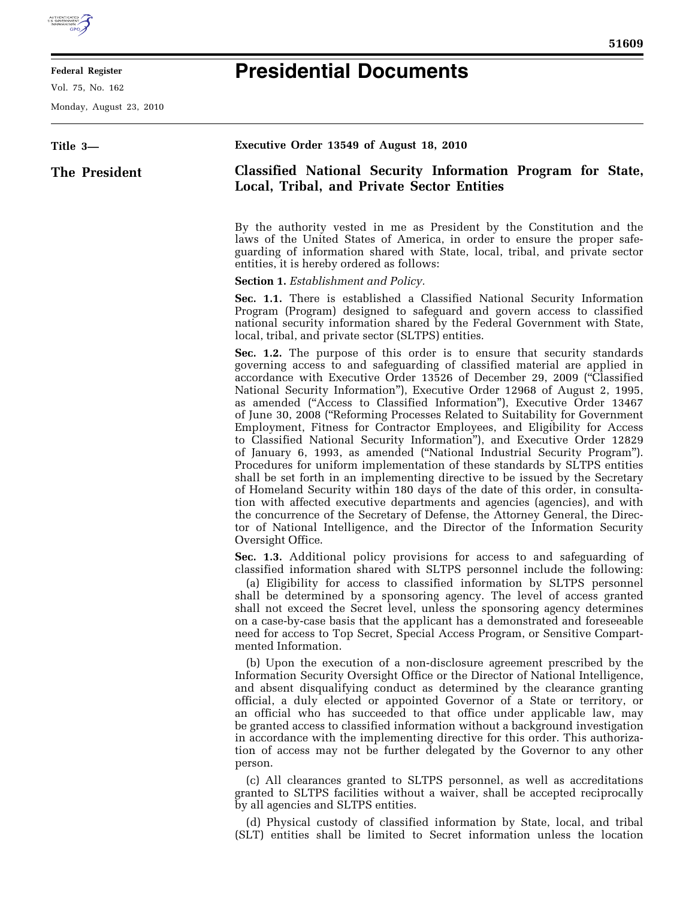# Presidential Documents

Title 3—

The President

## Executive Order 13549 of August 18, 2010

## Classified National Security Information Program for State, Local, Tribal, and Private Sector Entities

By the authority vested in me as President by the Constitution and the laws of the United States of America, in order to ensure the proper safeguarding of information shared with State, local, tribal, and private sector entities, it is hereby ordered as follows:

**Section 1.** *Establishment and Policy.*

**Sec. 1.1.** There is established a Classified National Security Information Program (Program) designed to safeguard and govern access to classified national security information shared by the Federal Government with State, local, tribal, and private sector (SLTPS) entities.

**Sec. 1.2.** The purpose of this order is to ensure that security standards governing access to and safeguarding of classified material are applied in accordance with Executive Order 13526 of December 29, 2009 ("Classified National Security Information"), Executive Order 12968 of August 2, 1995, as amended ("Access to Classified Information"), Executive Order 13467 of June 30, 2008 ("Reforming Processes Related to Suitability for Government Employment, Fitness for Contractor Employees, and Eligibility for Access to Classified National Security Information"), and Executive Order 12829 of January 6, 1993, as amended ("National Industrial Security Program"). Procedures for uniform implementation of these standards by SLTPS entities shall be set forth in an implementing directive to be issued by the Secretary of Homeland Security within 180 days of the date of this order, in consultation with affected executive departments and agencies (agencies), and with the concurrence of the Secretary of Defense, the Attorney General, the Director of National Intelligence, and the Director of the Information Security Oversight Office.

**Sec. 1.3.** Additional policy provisions for access to and safeguarding of classified information shared with SLTPS personnel include the following:

(a) Eligibility for access to classified information by SLTPS personnel shall be determined by a sponsoring agency. The level of access granted shall not exceed the Secret level, unless the sponsoring agency determines on a case-by-case basis that the applicant has a demonstrated and foreseeable need for access to Top Secret, Special Access Program, or Sensitive Compartmented Information.

(b) Upon the execution of a non-disclosure agreement prescribed by the Information Security Oversight Office or the Director of National Intelligence, and absent disqualifying conduct as determined by the clearance granting official, a duly elected or appointed Governor of a State or territory, or an official who has succeeded to that office under applicable law, may be granted access to classified information without a background investigation in accordance with the implementing directive for this order. This authorization of access may not be further delegated by the Governor to any other person.

(c) All clearances granted to SLTPS personnel, as well as accreditations granted to SLTPS facilities without a waiver, shall be accepted reciprocally by all agencies and SLTPS entities.

(d) Physical custody of classified information by State, local, and tribal (SLT) entities shall be limited to Secret information unless the location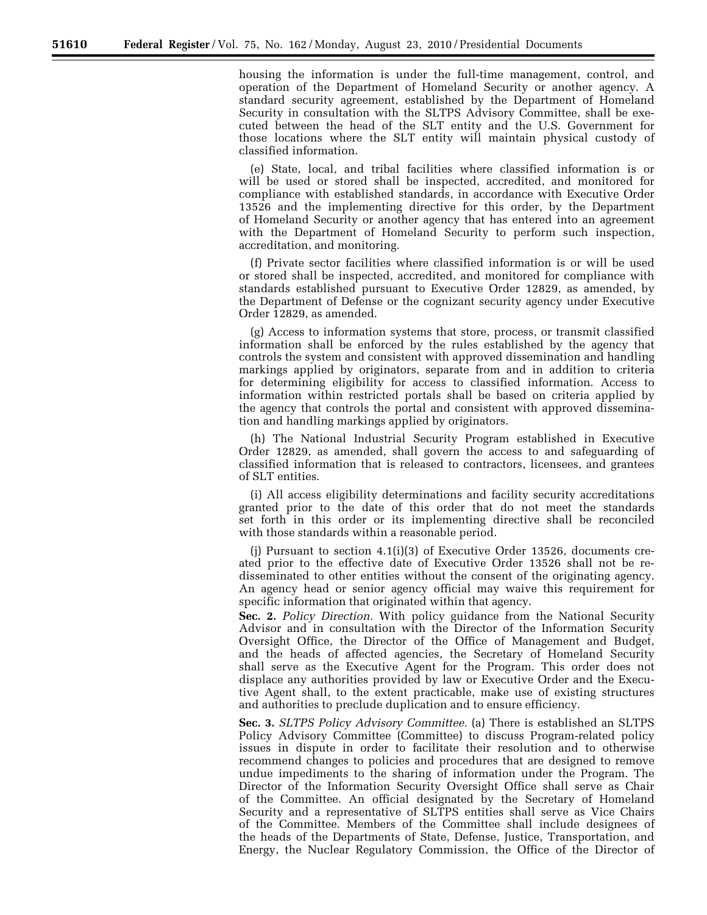housing the information is under the full-time management, control, and operation of the Department of Homeland Security or another agency. A standard security agreement, established by the Department of Homeland Security in consultation with the SLTPS Advisory Committee, shall be executed between the head of the SLT entity and the U.S. Government for those locations where the SLT entity will maintain physical custody of classified information.

(e) State, local, and tribal facilities where classified information is or will be used or stored shall be inspected, accredited, and monitored for compliance with established standards, in accordance with Executive Order 13526 and the implementing directive for this order, by the Department of Homeland Security or another agency that has entered into an agreement with the Department of Homeland Security to perform such inspection, accreditation, and monitoring.

(f) Private sector facilities where classified information is or will be used or stored shall be inspected, accredited, and monitored for compliance with standards established pursuant to Executive Order 12829, as amended, by the Department of Defense or the cognizant security agency under Executive Order 12829, as amended.

(g) Access to information systems that store, process, or transmit classified information shall be enforced by the rules established by the agency that controls the system and consistent with approved dissemination and handling markings applied by originators, separate from and in addition to criteria for determining eligibility for access to classified information. Access to information within restricted portals shall be based on criteria applied by the agency that controls the portal and consistent with approved dissemination and handling markings applied by originators.

(h) The National Industrial Security Program established in Executive Order 12829, as amended, shall govern the access to and safeguarding of classified information that is released to contractors, licensees, and grantees of SLT entities.

(i) All access eligibility determinations and facility security accreditations granted prior to the date of this order that do not meet the standards set forth in this order or its implementing directive shall be reconciled with those standards within a reasonable period.

(j) Pursuant to section 4.1(i)(3) of Executive Order 13526, documents created prior to the effective date of Executive Order 13526 shall not be redisseminated to other entities without the consent of the originating agency. An agency head or senior agency official may waive this requirement for specific information that originated within that agency.

**Sec. 2.** *Policy Direction.* With policy guidance from the National Security Advisor and in consultation with the Director of the Information Security Oversight Office, the Director of the Office of Management and Budget, and the heads of affected agencies, the Secretary of Homeland Security shall serve as the Executive Agent for the Program. This order does not displace any authorities provided by law or Executive Order and the Executive Agent shall, to the extent practicable, make use of existing structures and authorities to preclude duplication and to ensure efficiency.

**Sec. 3.** *SLTPS Policy Advisory Committee.* (a) There is established an SLTPS Policy Advisory Committee (Committee) to discuss Program-related policy issues in dispute in order to facilitate their resolution and to otherwise recommend changes to policies and procedures that are designed to remove undue impediments to the sharing of information under the Program. The Director of the Information Security Oversight Office shall serve as Chair of the Committee. An official designated by the Secretary of Homeland Security and a representative of SLTPS entities shall serve as Vice Chairs of the Committee. Members of the Committee shall include designees of the heads of the Departments of State, Defense, Justice, Transportation, and Energy, the Nuclear Regulatory Commission, the Office of the Director of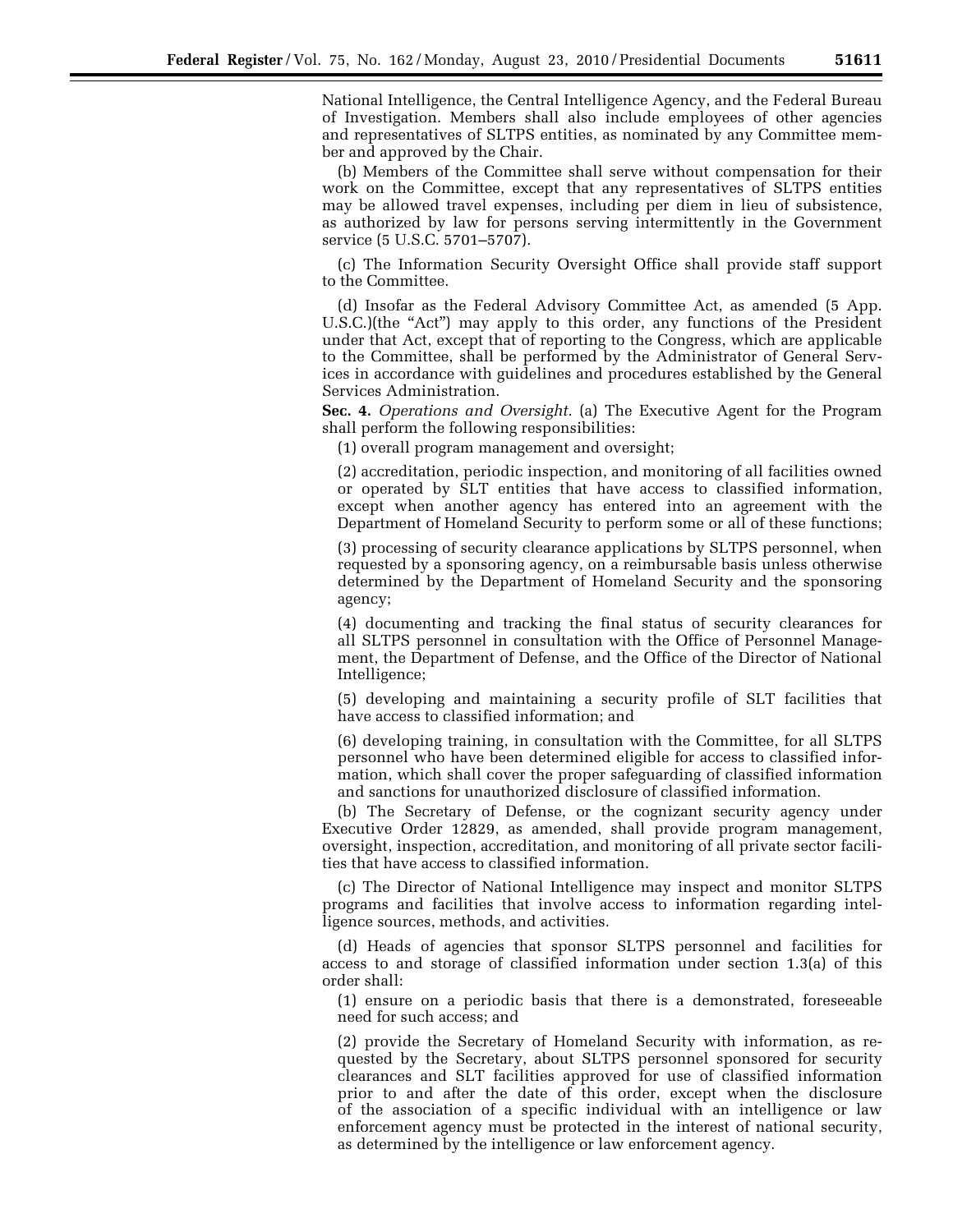National Intelligence, the Central Intelligence Agency, and the Federal Bureau of Investigation. Members shall also include employees of other agencies and representatives of SLTPS entities, as nominated by any Committee member and approved by the Chair.

(b) Members of the Committee shall serve without compensation for their work on the Committee, except that any representatives of SLTPS entities may be allowed travel expenses, including per diem in lieu of subsistence, as authorized by law for persons serving intermittently in the Government service (5 U.S.C. 5701–5707).

(c) The Information Security Oversight Office shall provide staff support to the Committee.

(d) Insofar as the Federal Advisory Committee Act, as amended (5 App. U.S.C.)(the "Act") may apply to this order, any functions of the President under that Act, except that of reporting to the Congress, which are applicable to the Committee, shall be performed by the Administrator of General Services in accordance with guidelines and procedures established by the General Services Administration.

**Sec. 4.** *Operations and Oversight.* (a) The Executive Agent for the Program shall perform the following responsibilities:

(1) overall program management and oversight;

(2) accreditation, periodic inspection, and monitoring of all facilities owned or operated by SLT entities that have access to classified information, except when another agency has entered into an agreement with the Department of Homeland Security to perform some or all of these functions;

(3) processing of security clearance applications by SLTPS personnel, when requested by a sponsoring agency, on a reimbursable basis unless otherwise determined by the Department of Homeland Security and the sponsoring agency;

(4) documenting and tracking the final status of security clearances for all SLTPS personnel in consultation with the Office of Personnel Management, the Department of Defense, and the Office of the Director of National Intelligence;

(5) developing and maintaining a security profile of SLT facilities that have access to classified information; and

(6) developing training, in consultation with the Committee, for all SLTPS personnel who have been determined eligible for access to classified information, which shall cover the proper safeguarding of classified information and sanctions for unauthorized disclosure of classified information.

(b) The Secretary of Defense, or the cognizant security agency under Executive Order 12829, as amended, shall provide program management, oversight, inspection, accreditation, and monitoring of all private sector facilities that have access to classified information.

(c) The Director of National Intelligence may inspect and monitor SLTPS programs and facilities that involve access to information regarding intelligence sources, methods, and activities.

(d) Heads of agencies that sponsor SLTPS personnel and facilities for access to and storage of classified information under section 1.3(a) of this order shall:

(1) ensure on a periodic basis that there is a demonstrated, foreseeable need for such access; and

(2) provide the Secretary of Homeland Security with information, as requested by the Secretary, about SLTPS personnel sponsored for security clearances and SLT facilities approved for use of classified information prior to and after the date of this order, except when the disclosure of the association of a specific individual with an intelligence or law enforcement agency must be protected in the interest of national security, as determined by the intelligence or law enforcement agency.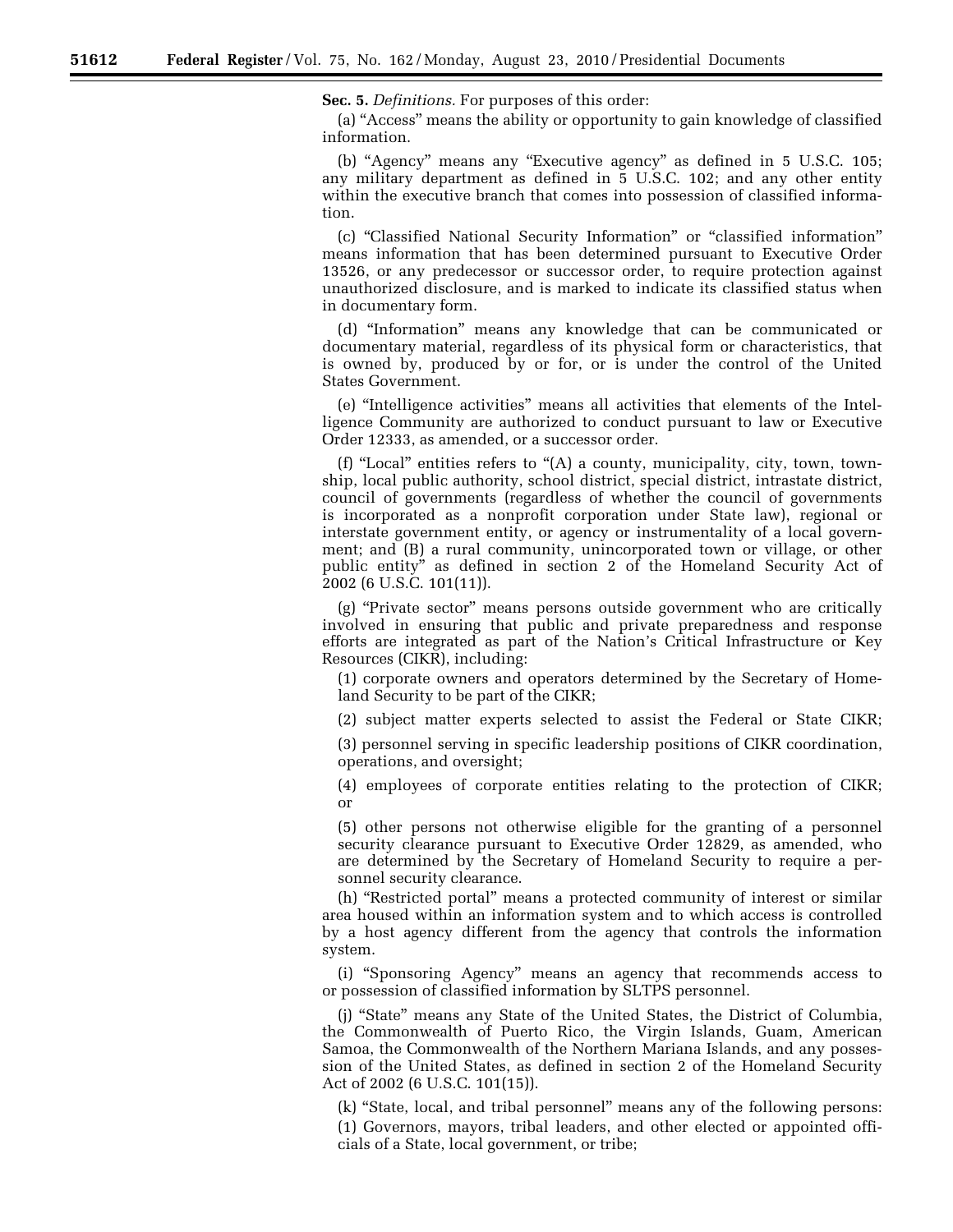**Sec. 5.** *Definitions.* For purposes of this order:

(a) "Access" means the ability or opportunity to gain knowledge of classified information.

(b) "Agency" means any "Executive agency" as defined in 5 U.S.C. 105; any military department as defined in 5 U.S.C. 102; and any other entity within the executive branch that comes into possession of classified information.

(c) "Classified National Security Information" or "classified information" means information that has been determined pursuant to Executive Order 13526, or any predecessor or successor order, to require protection against unauthorized disclosure, and is marked to indicate its classified status when in documentary form.

(d) "Information" means any knowledge that can be communicated or documentary material, regardless of its physical form or characteristics, that is owned by, produced by or for, or is under the control of the United States Government.

(e) "Intelligence activities" means all activities that elements of the Intelligence Community are authorized to conduct pursuant to law or Executive Order 12333, as amended, or a successor order.

(f) "Local" entities refers to "(A) a county, municipality, city, town, township, local public authority, school district, special district, intrastate district, council of governments (regardless of whether the council of governments is incorporated as a nonprofit corporation under State law), regional or interstate government entity, or agency or instrumentality of a local government; and (B) a rural community, unincorporated town or village, or other public entity" as defined in section 2 of the Homeland Security Act of 2002 (6 U.S.C. 101(11)).

(g) "Private sector" means persons outside government who are critically involved in ensuring that public and private preparedness and response efforts are integrated as part of the Nation's Critical Infrastructure or Key Resources (CIKR), including:

(1) corporate owners and operators determined by the Secretary of Homeland Security to be part of the CIKR;

(2) subject matter experts selected to assist the Federal or State CIKR;

(3) personnel serving in specific leadership positions of CIKR coordination, operations, and oversight;

(4) employees of corporate entities relating to the protection of CIKR; or

(5) other persons not otherwise eligible for the granting of a personnel security clearance pursuant to Executive Order 12829, as amended, who are determined by the Secretary of Homeland Security to require a personnel security clearance.

(h) "Restricted portal" means a protected community of interest or similar area housed within an information system and to which access is controlled by a host agency different from the agency that controls the information system.

(i) "Sponsoring Agency" means an agency that recommends access to or possession of classified information by SLTPS personnel.

(j) "State" means any State of the United States, the District of Columbia, the Commonwealth of Puerto Rico, the Virgin Islands, Guam, American Samoa, the Commonwealth of the Northern Mariana Islands, and any possession of the United States, as defined in section 2 of the Homeland Security Act of 2002 (6 U.S.C. 101(15)).

(k) "State, local, and tribal personnel" means any of the following persons:

(1) Governors, mayors, tribal leaders, and other elected or appointed officials of a State, local government, or tribe;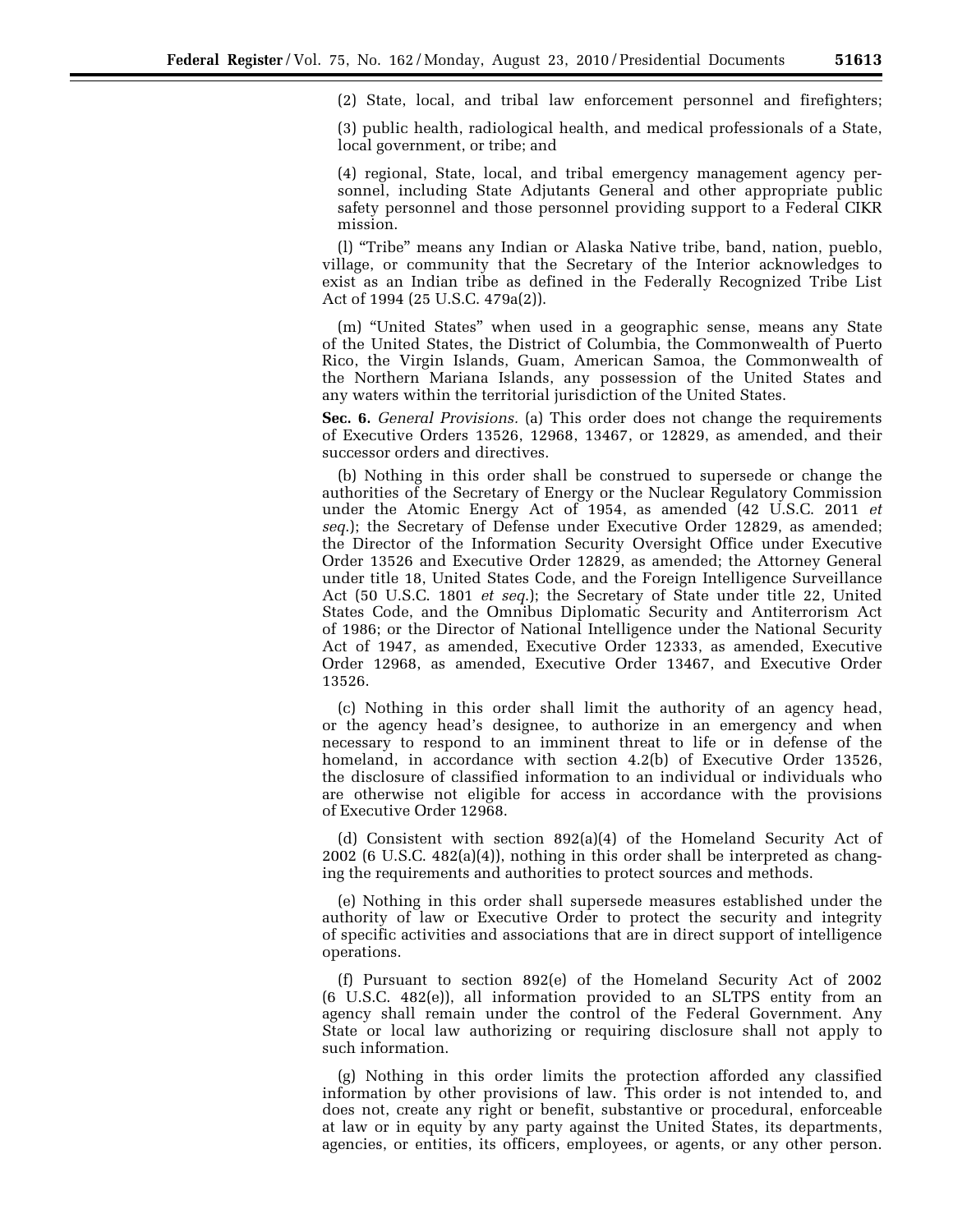(2) State, local, and tribal law enforcement personnel and firefighters;

(3) public health, radiological health, and medical professionals of a State, local government, or tribe; and

(4) regional, State, local, and tribal emergency management agency personnel, including State Adjutants General and other appropriate public safety personnel and those personnel providing support to a Federal CIKR mission.

(l) "Tribe" means any Indian or Alaska Native tribe, band, nation, pueblo, village, or community that the Secretary of the Interior acknowledges to exist as an Indian tribe as defined in the Federally Recognized Tribe List Act of 1994 (25 U.S.C. 479a(2)).

(m) "United States" when used in a geographic sense, means any State of the United States, the District of Columbia, the Commonwealth of Puerto Rico, the Virgin Islands, Guam, American Samoa, the Commonwealth of the Northern Mariana Islands, any possession of the United States and any waters within the territorial jurisdiction of the United States.

**Sec. 6.** *General Provisions.* (a) This order does not change the requirements of Executive Orders 13526, 12968, 13467, or 12829, as amended, and their successor orders and directives.

(b) Nothing in this order shall be construed to supersede or change the authorities of the Secretary of Energy or the Nuclear Regulatory Commission under the Atomic Energy Act of 1954, as amended (42 U.S.C. 2011 *et seq.*); the Secretary of Defense under Executive Order 12829, as amended; the Director of the Information Security Oversight Office under Executive Order 13526 and Executive Order 12829, as amended; the Attorney General under title 18, United States Code, and the Foreign Intelligence Surveillance Act (50 U.S.C. 1801 *et seq.*); the Secretary of State under title 22, United States Code, and the Omnibus Diplomatic Security and Antiterrorism Act of 1986; or the Director of National Intelligence under the National Security Act of 1947, as amended, Executive Order 12333, as amended, Executive Order 12968, as amended, Executive Order 13467, and Executive Order 13526.

(c) Nothing in this order shall limit the authority of an agency head, or the agency head's designee, to authorize in an emergency and when necessary to respond to an imminent threat to life or in defense of the homeland, in accordance with section 4.2(b) of Executive Order 13526, the disclosure of classified information to an individual or individuals who are otherwise not eligible for access in accordance with the provisions of Executive Order 12968.

(d) Consistent with section 892(a)(4) of the Homeland Security Act of 2002 (6 U.S.C. 482(a)(4)), nothing in this order shall be interpreted as changing the requirements and authorities to protect sources and methods.

(e) Nothing in this order shall supersede measures established under the authority of law or Executive Order to protect the security and integrity of specific activities and associations that are in direct support of intelligence operations.

(f) Pursuant to section 892(e) of the Homeland Security Act of 2002 (6 U.S.C. 482(e)), all information provided to an SLTPS entity from an agency shall remain under the control of the Federal Government. Any State or local law authorizing or requiring disclosure shall not apply to such information.

(g) Nothing in this order limits the protection afforded any classified information by other provisions of law. This order is not intended to, and does not, create any right or benefit, substantive or procedural, enforceable at law or in equity by any party against the United States, its departments, agencies, or entities, its officers, employees, or agents, or any other person.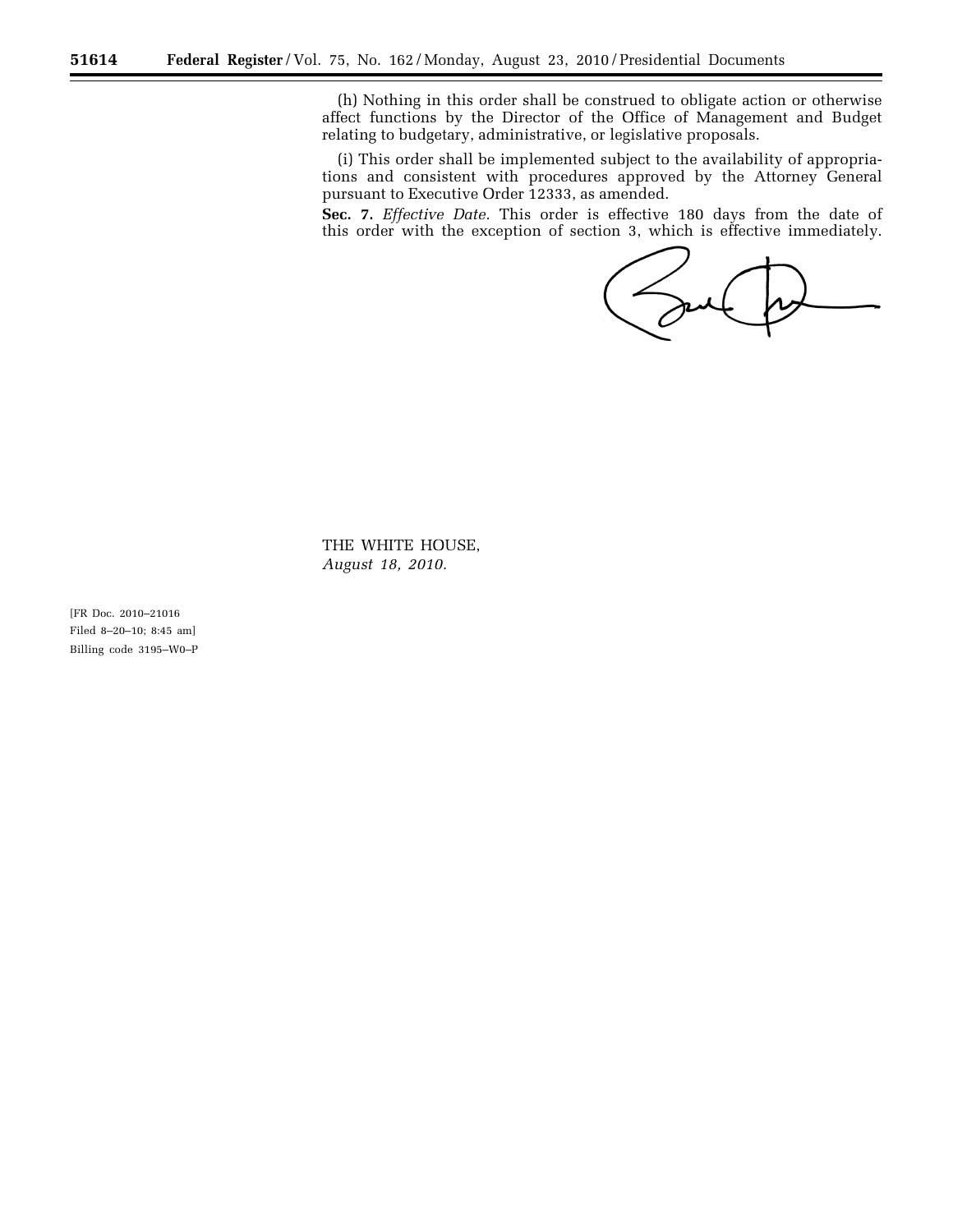(h) Nothing in this order shall be construed to obligate action or otherwise affect functions by the Director of the Office of Management and Budget relating to budgetary, administrative, or legislative proposals.

(i) This order shall be implemented subject to the availability of appropriations and consistent with procedures approved by the Attorney General pursuant to Executive Order 12333, as amended.

**Sec. 7.** *Effective Date.* This order is effective 180 days from the date of this order with the exception of section 3, which is effective immediately.

THE WHITE HOUSE,
*August 18, 2010.*

[FR Doc. 2010–21016
Filed 8–20–10; 8:45 am]
Billing code 3195–W0–P